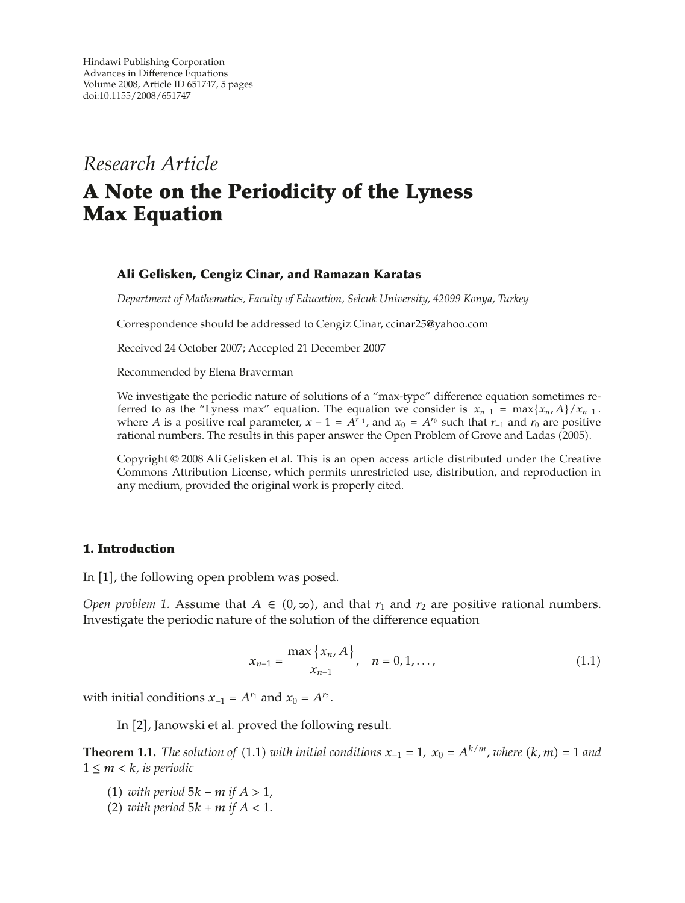Hindawi Publishing Corporation
Advances in Difference Equations
Volume 2008, Article ID 651747, 5 pages
doi:10.1155/2008/651747

*Research Article*

# A Note on the Periodicity of the Lyness Max Equation

**Ali Gelisken, Cengiz Cinar, and Ramazan Karatas**

*Department of Mathematics, Faculty of Education, Selcuk University, 42099 Konya, Turkey*

Correspondence should be addressed to Cengiz Cinar, ccinar25@yahoo.com

Received 24 October 2007; Accepted 21 December 2007

Recommended by Elena Braverman

We investigate the periodic nature of solutions of a "max-type" difference equation sometimes referred to as the "Lyness max" equation. The equation we consider is $x_{n+1} = \max\{x_n, A\}/x_{n-1}$. where $A$ is a positive real parameter, $x - 1 = A^{r_{-1}}$, and $x_0 = A^{r_0}$ such that $r_{-1}$ and $r_0$ are positive rational numbers. The results in this paper answer the Open Problem of Grove and Ladas (2005).

Copyright © 2008 Ali Gelisken et al. This is an open access article distributed under the Creative Commons Attribution License, which permits unrestricted use, distribution, and reproduction in any medium, provided the original work is properly cited.

## 1. Introduction

In [1], the following open problem was posed.

*Open problem 1.* Assume that $A \in (0, \infty)$, and that $r_1$ and $r_2$ are positive rational numbers. Investigate the periodic nature of the solution of the difference equation

$$x_{n+1} = \frac{\max\{x_n, A\}}{x_{n-1}}, \quad n = 0, 1, \dots, \tag{1.1}$$

with initial conditions $x_{-1} = A^{r_1}$ and $x_0 = A^{r_2}$.

In [2], Janowski et al. proved the following result.

**Theorem 1.1.** *The solution of* (1.1) *with initial conditions $x_{-1} = 1$, $x_0 = A^{k/m}$, where $(k, m) = 1$ and $1 \le m < k$, is periodic*

(1) *with period $5k - m$ if $A > 1$,*
(2) *with period $5k + m$ if $A < 1$.*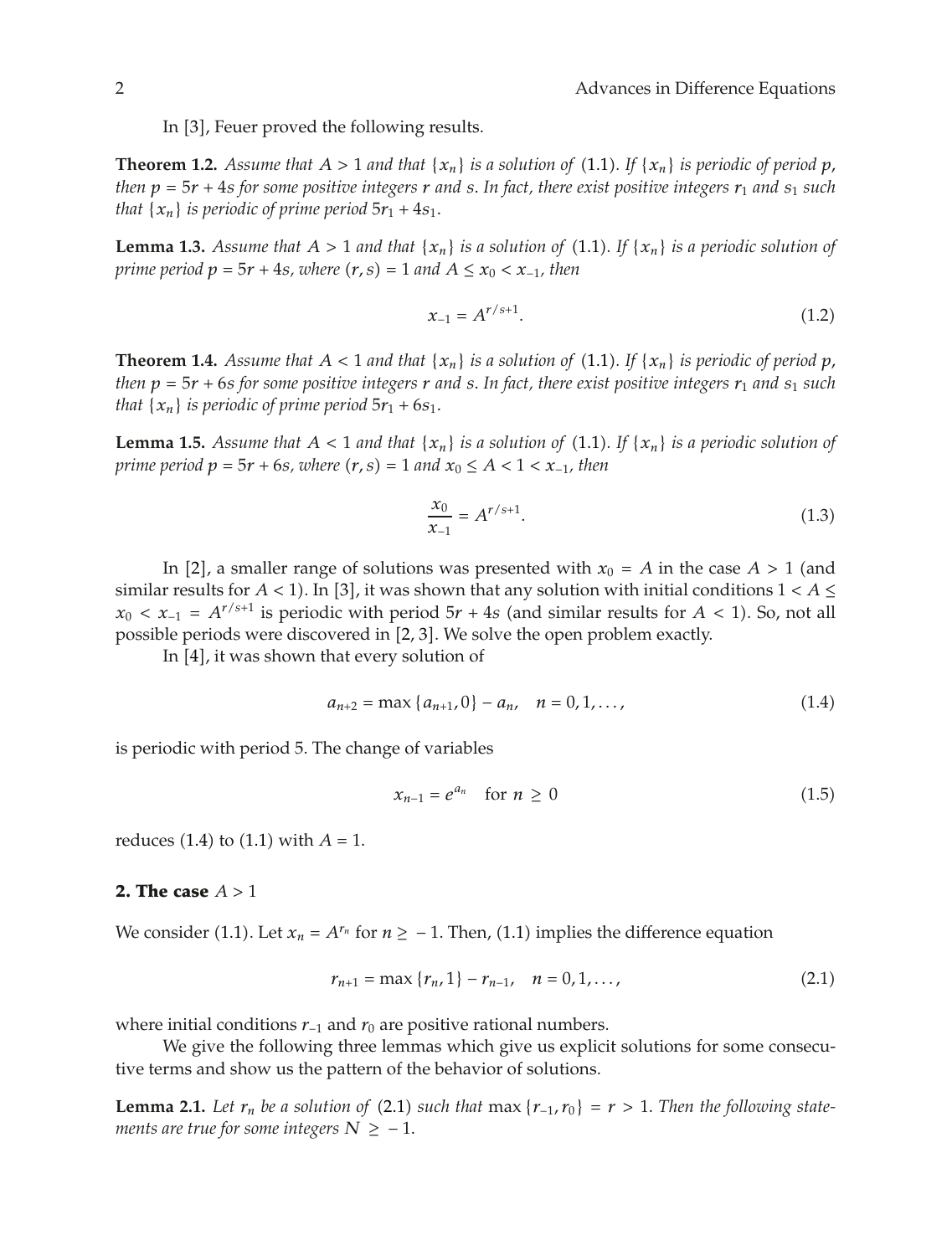In [3], Feuer proved the following results.

**Theorem 1.2.** *Assume that $A > 1$ and that $\{x_n\}$ is a solution of* (1.1)*. If $\{x_n\}$ is periodic of period $p$, then $p = 5r + 4s$ for some positive integers $r$ and $s$. In fact, there exist positive integers $r_1$ and $s_1$ such that $\{x_n\}$ is periodic of prime period $5r_1 + 4s_1$.*

**Lemma 1.3.** *Assume that $A > 1$ and that $\{x_n\}$ is a solution of* (1.1)*. If $\{x_n\}$ is a periodic solution of prime period $p = 5r + 4s$, where $(r, s) = 1$ and $A \leq x_0 < x_{-1}$, then*

$$x_{-1} = A^{r/s+1}. \tag{1.2}$$

**Theorem 1.4.** *Assume that $A < 1$ and that $\{x_n\}$ is a solution of* (1.1)*. If $\{x_n\}$ is periodic of period $p$, then $p = 5r + 6s$ for some positive integers $r$ and $s$. In fact, there exist positive integers $r_1$ and $s_1$ such that $\{x_n\}$ is periodic of prime period $5r_1 + 6s_1$.*

**Lemma 1.5.** *Assume that $A < 1$ and that $\{x_n\}$ is a solution of* (1.1)*. If $\{x_n\}$ is a periodic solution of prime period $p = 5r + 6s$, where $(r, s) = 1$ and $x_0 \leq A < 1 < x_{-1}$, then*

$$\frac{x_0}{x_{-1}} = A^{r/s+1}. \tag{1.3}$$

In [2], a smaller range of solutions was presented with $x_0 = A$ in the case $A > 1$ (and similar results for $A < 1$). In [3], it was shown that any solution with initial conditions $1 < A \leq x_0 < x_{-1} = A^{r/s+1}$ is periodic with period $5r + 4s$ (and similar results for $A < 1$). So, not all possible periods were discovered in [2, 3]. We solve the open problem exactly.

In [4], it was shown that every solution of

$$a_{n+2} = \max\{a_{n+1}, 0\} - a_n, \quad n = 0, 1, \ldots, \tag{1.4}$$

is periodic with period 5. The change of variables

$$x_{n-1} = e^{a_n} \quad \text{for } n \geq 0 \tag{1.5}$$

reduces (1.4) to (1.1) with $A = 1$.

## 2. The case $A > 1$

We consider (1.1). Let $x_n = A^{r_n}$ for $n \geq -1$. Then, (1.1) implies the difference equation

$$r_{n+1} = \max\{r_n, 1\} - r_{n-1}, \quad n = 0, 1, \ldots, \tag{2.1}$$

where initial conditions $r_{-1}$ and $r_0$ are positive rational numbers.

We give the following three lemmas which give us explicit solutions for some consecutive terms and show us the pattern of the behavior of solutions.

**Lemma 2.1.** *Let $r_n$ be a solution of* (2.1) *such that $\max\{r_{-1}, r_0\} = r > 1$. Then the following statements are true for some integers $N \geq -1$.*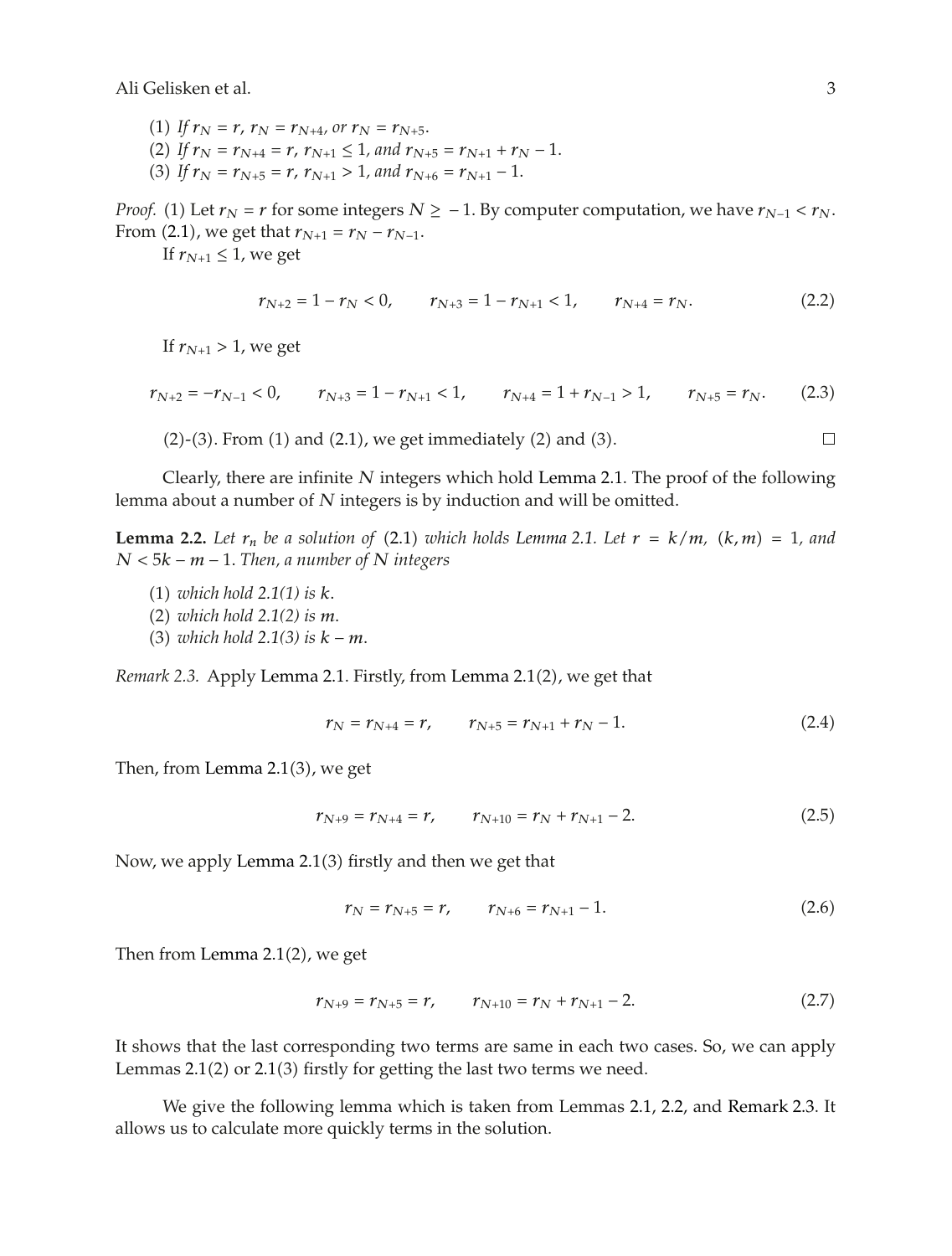(1) *If* $r_N = r$, $r_N = r_{N+4}$, *or* $r_N = r_{N+5}$.

(2) *If* $r_N = r_{N+4} = r$, $r_{N+1} \leq 1$, *and* $r_{N+5} = r_{N+1} + r_N - 1$.

(3) *If* $r_N = r_{N+5} = r$, $r_{N+1} > 1$, *and* $r_{N+6} = r_{N+1} - 1$.

*Proof.* (1) Let $r_N = r$ for some integers $N \geq -1$. By computer computation, we have $r_{N-1} < r_N$. From (2.1), we get that $r_{N+1} = r_N - r_{N-1}$.

If $r_{N+1} \leq 1$, we get

$$r_{N+2} = 1 - r_N < 0, \qquad r_{N+3} = 1 - r_{N+1} < 1, \qquad r_{N+4} = r_N. \tag{2.2}$$

If $r_{N+1} > 1$, we get

$$r_{N+2} = -r_{N-1} < 0, \qquad r_{N+3} = 1 - r_{N+1} < 1, \qquad r_{N+4} = 1 + r_{N-1} > 1, \qquad r_{N+5} = r_N. \tag{2.3}$$

(2)-(3). From (1) and (2.1), we get immediately (2) and (3). □

Clearly, there are infinite $N$ integers which hold Lemma 2.1. The proof of the following lemma about a number of $N$ integers is by induction and will be omitted.

**Lemma 2.2.** *Let $r_n$ be a solution of (2.1) which holds Lemma 2.1. Let $r = k/m$, $(k, m) = 1$, and $N < 5k - m - 1$. Then, a number of $N$ integers*

(1) *which hold 2.1(1) is $k$.*

(2) *which hold 2.1(2) is $m$.*

(3) *which hold 2.1(3) is $k - m$.*

*Remark 2.3.* Apply Lemma 2.1. Firstly, from Lemma 2.1(2), we get that

$$r_N = r_{N+4} = r, \qquad r_{N+5} = r_{N+1} + r_N - 1. \tag{2.4}$$

Then, from Lemma 2.1(3), we get

$$r_{N+9} = r_{N+4} = r, \qquad r_{N+10} = r_N + r_{N+1} - 2. \tag{2.5}$$

Now, we apply Lemma 2.1(3) firstly and then we get that

$$r_N = r_{N+5} = r, \qquad r_{N+6} = r_{N+1} - 1. \tag{2.6}$$

Then from Lemma 2.1(2), we get

$$r_{N+9} = r_{N+5} = r, \qquad r_{N+10} = r_N + r_{N+1} - 2. \tag{2.7}$$

It shows that the last corresponding two terms are same in each two cases. So, we can apply Lemmas 2.1(2) or 2.1(3) firstly for getting the last two terms we need.

We give the following lemma which is taken from Lemmas 2.1, 2.2, and Remark 2.3. It allows us to calculate more quickly terms in the solution.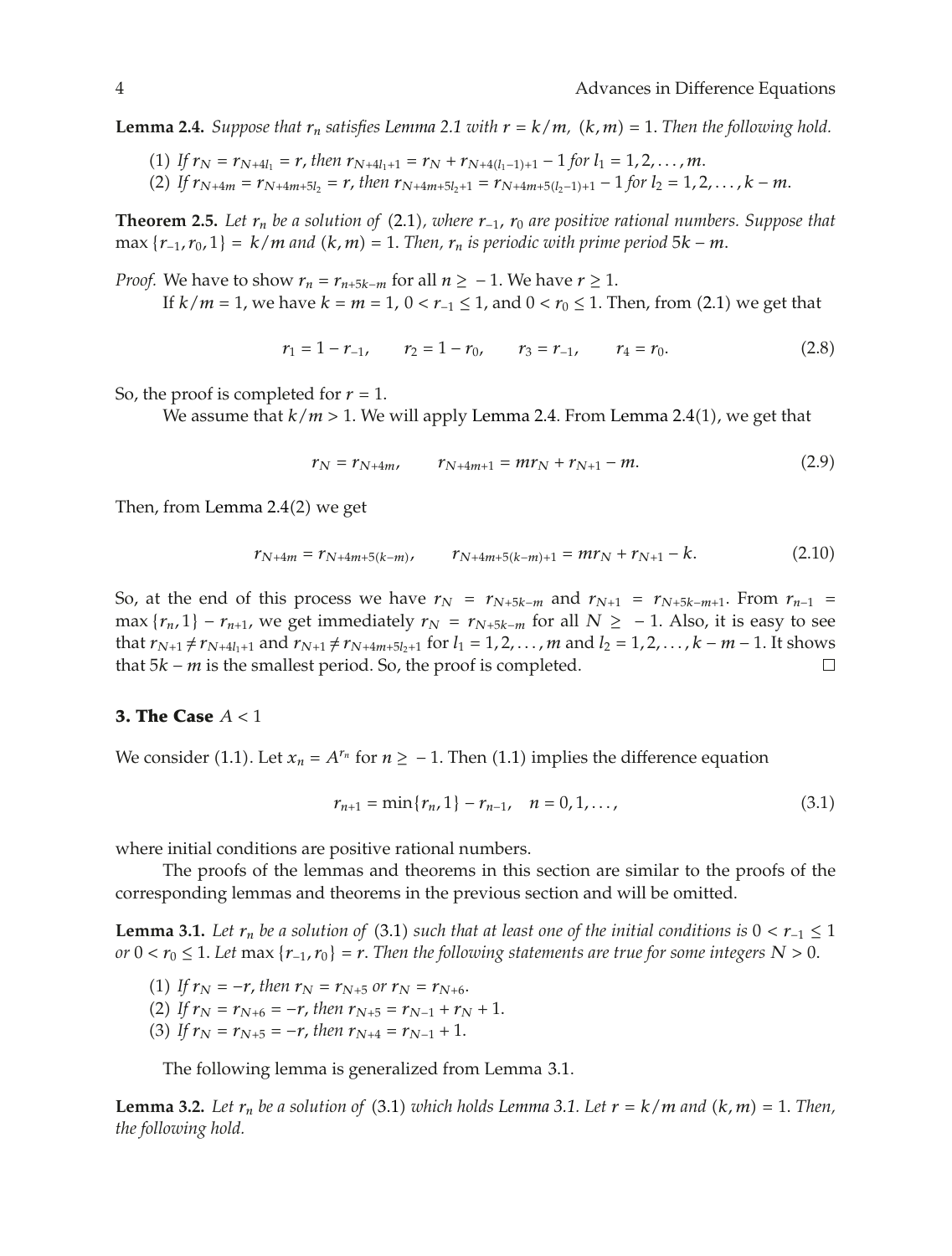**Lemma 2.4.** *Suppose that $r_n$ satisfies Lemma 2.1 with $r = k/m$, $(k, m) = 1$. Then the following hold.*

(1) *If $r_N = r_{N+4l_1} = r$, then $r_{N+4l_1+1} = r_N + r_{N+4(l_1-1)+1} - 1$ for $l_1 = 1, 2, \ldots, m$.*

(2) *If $r_{N+4m} = r_{N+4m+5l_2} = r$, then $r_{N+4m+5l_2+1} = r_{N+4m+5(l_2-1)+1} - 1$ for $l_2 = 1, 2, \ldots, k - m$.*

**Theorem 2.5.** *Let $r_n$ be a solution of (2.1), where $r_{-1}$, $r_0$ are positive rational numbers. Suppose that $\max\{r_{-1}, r_0, 1\} = k/m$ and $(k, m) = 1$. Then, $r_n$ is periodic with prime period $5k - m$.*

*Proof.* We have to show $r_n = r_{n+5k-m}$ for all $n \geq -1$. We have $r \geq 1$.

If $k/m = 1$, we have $k = m = 1$, $0 < r_{-1} \leq 1$, and $0 < r_0 \leq 1$. Then, from (2.1) we get that

$$r_1 = 1 - r_{-1}, \qquad r_2 = 1 - r_0, \qquad r_3 = r_{-1}, \qquad r_4 = r_0. \tag{2.8}$$

So, the proof is completed for $r = 1$.

We assume that $k/m > 1$. We will apply Lemma 2.4. From Lemma 2.4(1), we get that

$$r_N = r_{N+4m}, \qquad r_{N+4m+1} = mr_N + r_{N+1} - m. \tag{2.9}$$

Then, from Lemma 2.4(2) we get

$$r_{N+4m} = r_{N+4m+5(k-m)}, \qquad r_{N+4m+5(k-m)+1} = mr_N + r_{N+1} - k. \tag{2.10}$$

So, at the end of this process we have $r_N = r_{N+5k-m}$ and $r_{N+1} = r_{N+5k-m+1}$. From $r_{n-1} = \max\{r_n, 1\} - r_{n+1}$, we get immediately $r_N = r_{N+5k-m}$ for all $N \geq -1$. Also, it is easy to see that $r_{N+1} \neq r_{N+4l_1+1}$ and $r_{N+1} \neq r_{N+4m+5l_2+1}$ for $l_1 = 1, 2, \ldots, m$ and $l_2 = 1, 2, \ldots, k - m - 1$. It shows that $5k - m$ is the smallest period. So, the proof is completed. $\square$

## 3. The Case $A < 1$

We consider (1.1). Let $x_n = A^{r_n}$ for $n \geq -1$. Then (1.1) implies the difference equation

$$r_{n+1} = \min\{r_n, 1\} - r_{n-1}, \quad n = 0, 1, \ldots, \tag{3.1}$$

where initial conditions are positive rational numbers.

The proofs of the lemmas and theorems in this section are similar to the proofs of the corresponding lemmas and theorems in the previous section and will be omitted.

**Lemma 3.1.** *Let $r_n$ be a solution of (3.1) such that at least one of the initial conditions is $0 < r_{-1} \leq 1$ or $0 < r_0 \leq 1$. Let $\max\{r_{-1}, r_0\} = r$. Then the following statements are true for some integers $N > 0$.*

(1) *If $r_N = -r$, then $r_N = r_{N+5}$ or $r_N = r_{N+6}$.*

(2) *If $r_N = r_{N+6} = -r$, then $r_{N+5} = r_{N-1} + r_N + 1$.*

(3) *If $r_N = r_{N+5} = -r$, then $r_{N+4} = r_{N-1} + 1$.*

The following lemma is generalized from Lemma 3.1.

**Lemma 3.2.** *Let $r_n$ be a solution of (3.1) which holds Lemma 3.1. Let $r = k/m$ and $(k, m) = 1$. Then, the following hold.*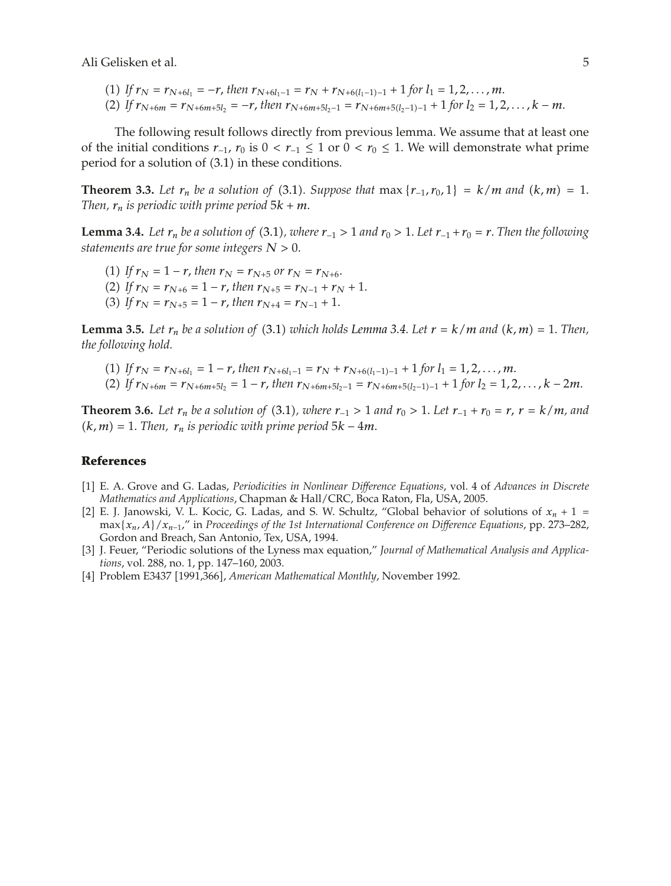(1) *If* $r_N = r_{N+6l_1} = -r$, *then* $r_{N+6l_1-1} = r_N + r_{N+6(l_1-1)-1} + 1$ *for* $l_1 = 1, 2, \ldots, m$.

(2) *If* $r_{N+6m} = r_{N+6m+5l_2} = -r$, *then* $r_{N+6m+5l_2-1} = r_{N+6m+5(l_2-1)-1} + 1$ *for* $l_2 = 1, 2, \ldots, k - m$.

The following result follows directly from previous lemma. We assume that at least one of the initial conditions $r_{-1}$, $r_0$ is $0 < r_{-1} \leq 1$ or $0 < r_0 \leq 1$. We will demonstrate what prime period for a solution of (3.1) in these conditions.

**Theorem 3.3.** *Let* $r_n$ *be a solution of* (3.1). *Suppose that* $\max\{r_{-1}, r_0, 1\} = k/m$ *and* $(k, m) = 1$. *Then,* $r_n$ *is periodic with prime period* $5k + m$.

**Lemma 3.4.** *Let* $r_n$ *be a solution of* (3.1), *where* $r_{-1} > 1$ *and* $r_0 > 1$. *Let* $r_{-1} + r_0 = r$. *Then the following statements are true for some integers* $N > 0$.

(1) *If* $r_N = 1 - r$, *then* $r_N = r_{N+5}$ *or* $r_N = r_{N+6}$.

(2) *If* $r_N = r_{N+6} = 1 - r$, *then* $r_{N+5} = r_{N-1} + r_N + 1$.

(3) *If* $r_N = r_{N+5} = 1 - r$, *then* $r_{N+4} = r_{N-1} + 1$.

**Lemma 3.5.** *Let* $r_n$ *be a solution of* (3.1) *which holds Lemma 3.4. Let* $r = k/m$ *and* $(k, m) = 1$. *Then, the following hold.*

(1) *If* $r_N = r_{N+6l_1} = 1 - r$, *then* $r_{N+6l_1-1} = r_N + r_{N+6(l_1-1)-1} + 1$ *for* $l_1 = 1, 2, \ldots, m$.

(2) *If* $r_{N+6m} = r_{N+6m+5l_2} = 1 - r$, *then* $r_{N+6m+5l_2-1} = r_{N+6m+5(l_2-1)-1} + 1$ *for* $l_2 = 1, 2, \ldots, k - 2m$.

**Theorem 3.6.** *Let* $r_n$ *be a solution of* (3.1), *where* $r_{-1} > 1$ *and* $r_0 > 1$. *Let* $r_{-1} + r_0 = r$, $r = k/m$, *and* $(k, m) = 1$. *Then,* $r_n$ *is periodic with prime period* $5k - 4m$.

## References

[1] E. A. Grove and G. Ladas, *Periodicities in Nonlinear Difference Equations*, vol. 4 of *Advances in Discrete Mathematics and Applications*, Chapman & Hall/CRC, Boca Raton, Fla, USA, 2005.

[2] E. J. Janowski, V. L. Kocic, G. Ladas, and S. W. Schultz, "Global behavior of solutions of $x_n + 1 = \max\{x_n, A\}/x_{n-1}$," in *Proceedings of the 1st International Conference on Difference Equations*, pp. 273–282, Gordon and Breach, San Antonio, Tex, USA, 1994.

[3] J. Feuer, "Periodic solutions of the Lyness max equation," *Journal of Mathematical Analysis and Applications*, vol. 288, no. 1, pp. 147–160, 2003.

[4] Problem E3437 [1991,366], *American Mathematical Monthly*, November 1992.